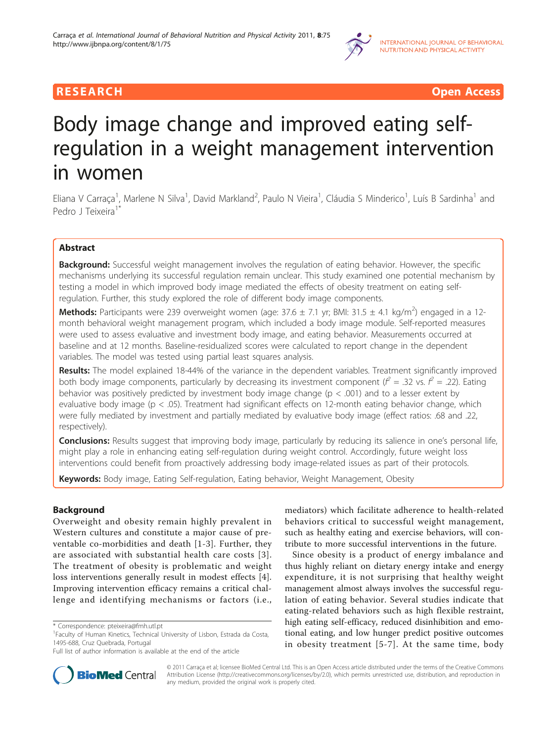RESEARCH Open Access

# Body image change and improved eating self-regulation in a weight management intervention in women

Eliana V Carraça[1], Marlene N Silva[1], David Markland[2], Paulo N Vieira[1], Cláudia S Minderico[1], Luís B Sardinha[1] and Pedro J Teixeira[1*]

## Abstract

**Background:** Successful weight management involves the regulation of eating behavior. However, the specific mechanisms underlying its successful regulation remain unclear. This study examined one potential mechanism by testing a model in which improved body image mediated the effects of obesity treatment on eating self-regulation. Further, this study explored the role of different body image components.

**Methods:** Participants were 239 overweight women (age: 37.6 ± 7.1 yr; BMI: 31.5 ± 4.1 kg/m$^2$) engaged in a 12-month behavioral weight management program, which included a body image module. Self-reported measures were used to assess evaluative and investment body image, and eating behavior. Measurements occurred at baseline and at 12 months. Baseline-residualized scores were calculated to report change in the dependent variables. The model was tested using partial least squares analysis.

**Results:** The model explained 18-44% of the variance in the dependent variables. Treatment significantly improved both body image components, particularly by decreasing its investment component ($f^2$ = .32 vs. $f^2$ = .22). Eating behavior was positively predicted by investment body image change ($p$ < .001) and to a lesser extent by evaluative body image ($p$ < .05). Treatment had significant effects on 12-month eating behavior change, which were fully mediated by investment and partially mediated by evaluative body image (effect ratios: .68 and .22, respectively).

**Conclusions:** Results suggest that improving body image, particularly by reducing its salience in one's personal life, might play a role in enhancing eating self-regulation during weight control. Accordingly, future weight loss interventions could benefit from proactively addressing body image-related issues as part of their protocols.

**Keywords:** Body image, Eating Self-regulation, Eating behavior, Weight Management, Obesity

## Background

Overweight and obesity remain highly prevalent in Western cultures and constitute a major cause of preventable co-morbidities and death [1-3]. Further, they are associated with substantial health care costs [3]. The treatment of obesity is problematic and weight loss interventions generally result in modest effects [4]. Improving intervention efficacy remains a critical challenge and identifying mechanisms or factors (i.e., mediators) which facilitate adherence to health-related behaviors critical to successful weight management, such as healthy eating and exercise behaviors, will contribute to more successful interventions in the future.

Since obesity is a product of energy imbalance and thus highly reliant on dietary energy intake and energy expenditure, it is not surprising that healthy weight management almost always involves the successful regulation of eating behavior. Several studies indicate that eating-related behaviors such as high flexible restraint, high eating self-efficacy, reduced disinhibition and emotional eating, and low hunger predict positive outcomes in obesity treatment [5-7]. At the same time, body

\* Correspondence: pteixeira@fmh.utl.pt
[1]Faculty of Human Kinetics, Technical University of Lisbon, Estrada da Costa, 1495-688, Cruz Quebrada, Portugal
Full list of author information is available at the end of the article

© 2011 Carraça et al; licensee BioMed Central Ltd. This is an Open Access article distributed under the terms of the Creative Commons Attribution License (http://creativecommons.org/licenses/by/2.0), which permits unrestricted use, distribution, and reproduction in any medium, provided the original work is properly cited.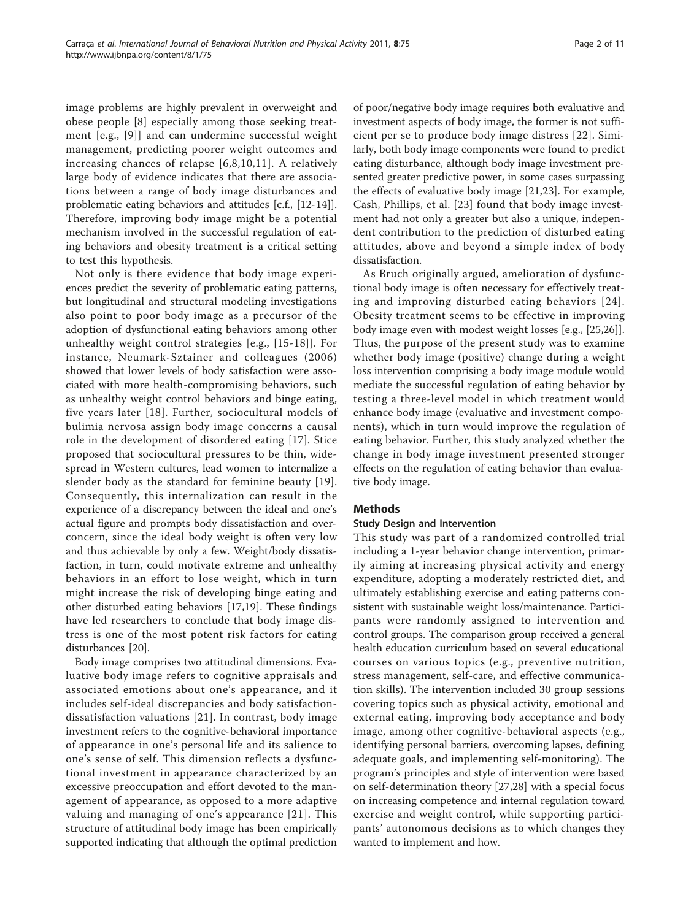image problems are highly prevalent in overweight and obese people [8] especially among those seeking treatment [e.g., [9]] and can undermine successful weight management, predicting poorer weight outcomes and increasing chances of relapse [6,8,10,11]. A relatively large body of evidence indicates that there are associations between a range of body image disturbances and problematic eating behaviors and attitudes [c.f., [12-14]]. Therefore, improving body image might be a potential mechanism involved in the successful regulation of eating behaviors and obesity treatment is a critical setting to test this hypothesis.

Not only is there evidence that body image experiences predict the severity of problematic eating patterns, but longitudinal and structural modeling investigations also point to poor body image as a precursor of the adoption of dysfunctional eating behaviors among other unhealthy weight control strategies [e.g., [15-18]]. For instance, Neumark-Sztainer and colleagues (2006) showed that lower levels of body satisfaction were associated with more health-compromising behaviors, such as unhealthy weight control behaviors and binge eating, five years later [18]. Further, sociocultural models of bulimia nervosa assign body image concerns a causal role in the development of disordered eating [17]. Stice proposed that sociocultural pressures to be thin, widespread in Western cultures, lead women to internalize a slender body as the standard for feminine beauty [19]. Consequently, this internalization can result in the experience of a discrepancy between the ideal and one's actual figure and prompts body dissatisfaction and overconcern, since the ideal body weight is often very low and thus achievable by only a few. Weight/body dissatisfaction, in turn, could motivate extreme and unhealthy behaviors in an effort to lose weight, which in turn might increase the risk of developing binge eating and other disturbed eating behaviors [17,19]. These findings have led researchers to conclude that body image distress is one of the most potent risk factors for eating disturbances [20].

Body image comprises two attitudinal dimensions. Evaluative body image refers to cognitive appraisals and associated emotions about one's appearance, and it includes self-ideal discrepancies and body satisfaction-dissatisfaction valuations [21]. In contrast, body image investment refers to the cognitive-behavioral importance of appearance in one's personal life and its salience to one's sense of self. This dimension reflects a dysfunctional investment in appearance characterized by an excessive preoccupation and effort devoted to the management of appearance, as opposed to a more adaptive valuing and managing of one's appearance [21]. This structure of attitudinal body image has been empirically supported indicating that although the optimal prediction of poor/negative body image requires both evaluative and investment aspects of body image, the former is not sufficient per se to produce body image distress [22]. Similarly, both body image components were found to predict eating disturbance, although body image investment presented greater predictive power, in some cases surpassing the effects of evaluative body image [21,23]. For example, Cash, Phillips, et al. [23] found that body image investment had not only a greater but also a unique, independent contribution to the prediction of disturbed eating attitudes, above and beyond a simple index of body dissatisfaction.

As Bruch originally argued, amelioration of dysfunctional body image is often necessary for effectively treating and improving disturbed eating behaviors [24]. Obesity treatment seems to be effective in improving body image even with modest weight losses [e.g., [25,26]]. Thus, the purpose of the present study was to examine whether body image (positive) change during a weight loss intervention comprising a body image module would mediate the successful regulation of eating behavior by testing a three-level model in which treatment would enhance body image (evaluative and investment components), which in turn would improve the regulation of eating behavior. Further, this study analyzed whether the change in body image investment presented stronger effects on the regulation of eating behavior than evaluative body image.

## Methods

### Study Design and Intervention

This study was part of a randomized controlled trial including a 1-year behavior change intervention, primarily aiming at increasing physical activity and energy expenditure, adopting a moderately restricted diet, and ultimately establishing exercise and eating patterns consistent with sustainable weight loss/maintenance. Participants were randomly assigned to intervention and control groups. The comparison group received a general health education curriculum based on several educational courses on various topics (e.g., preventive nutrition, stress management, self-care, and effective communication skills). The intervention included 30 group sessions covering topics such as physical activity, emotional and external eating, improving body acceptance and body image, among other cognitive-behavioral aspects (e.g., identifying personal barriers, overcoming lapses, defining adequate goals, and implementing self-monitoring). The program's principles and style of intervention were based on self-determination theory [27,28] with a special focus on increasing competence and internal regulation toward exercise and weight control, while supporting participants' autonomous decisions as to which changes they wanted to implement and how.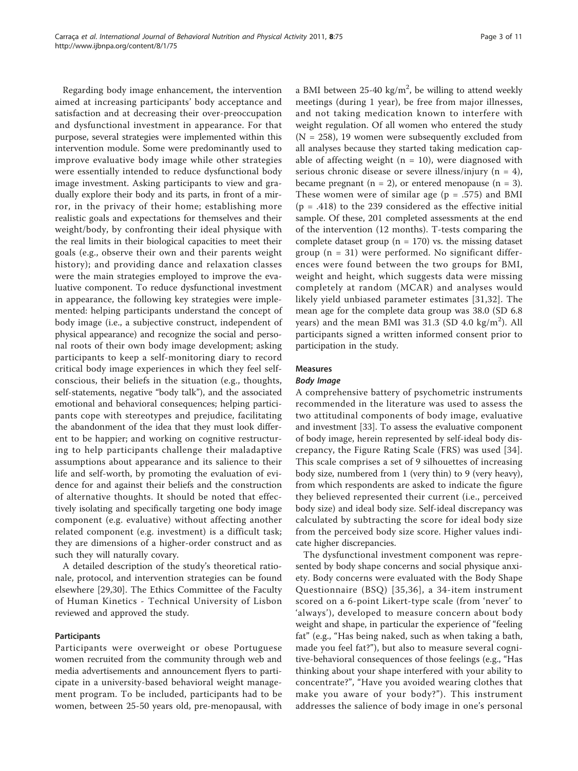Regarding body image enhancement, the intervention aimed at increasing participants' body acceptance and satisfaction and at decreasing their over-preoccupation and dysfunctional investment in appearance. For that purpose, several strategies were implemented within this intervention module. Some were predominantly used to improve evaluative body image while other strategies were essentially intended to reduce dysfunctional body image investment. Asking participants to view and gradually explore their body and its parts, in front of a mirror, in the privacy of their home; establishing more realistic goals and expectations for themselves and their weight/body, by confronting their ideal physique with the real limits in their biological capacities to meet their goals (e.g., observe their own and their parents weight history); and providing dance and relaxation classes were the main strategies employed to improve the evaluative component. To reduce dysfunctional investment in appearance, the following key strategies were implemented: helping participants understand the concept of body image (i.e., a subjective construct, independent of physical appearance) and recognize the social and personal roots of their own body image development; asking participants to keep a self-monitoring diary to record critical body image experiences in which they feel self-conscious, their beliefs in the situation (e.g., thoughts, self-statements, negative "body talk"), and the associated emotional and behavioral consequences; helping participants cope with stereotypes and prejudice, facilitating the abandonment of the idea that they must look different to be happier; and working on cognitive restructuring to help participants challenge their maladaptive assumptions about appearance and its salience to their life and self-worth, by promoting the evaluation of evidence for and against their beliefs and the construction of alternative thoughts. It should be noted that effectively isolating and specifically targeting one body image component (e.g. evaluative) without affecting another related component (e.g. investment) is a difficult task; they are dimensions of a higher-order construct and as such they will naturally covary.

A detailed description of the study's theoretical rationale, protocol, and intervention strategies can be found elsewhere [29,30]. The Ethics Committee of the Faculty of Human Kinetics - Technical University of Lisbon reviewed and approved the study.

## Participants

Participants were overweight or obese Portuguese women recruited from the community through web and media advertisements and announcement flyers to participate in a university-based behavioral weight management program. To be included, participants had to be women, between 25-50 years old, pre-menopausal, with a BMI between 25-40 kg/m$^2$, be willing to attend weekly meetings (during 1 year), be free from major illnesses, and not taking medication known to interfere with weight regulation. Of all women who entered the study (N = 258), 19 women were subsequently excluded from all analyses because they started taking medication capable of affecting weight (n = 10), were diagnosed with serious chronic disease or severe illness/injury (n = 4), became pregnant (n = 2), or entered menopause (n = 3). These women were of similar age ($p = .575$) and BMI ($p = .418$) to the 239 considered as the effective initial sample. Of these, 201 completed assessments at the end of the intervention (12 months). T-tests comparing the complete dataset group (n = 170) vs. the missing dataset group (n = 31) were performed. No significant differences were found between the two groups for BMI, weight and height, which suggests data were missing completely at random (MCAR) and analyses would likely yield unbiased parameter estimates [31,32]. The mean age for the complete data group was 38.0 (SD 6.8 years) and the mean BMI was 31.3 (SD 4.0 kg/m$^2$). All participants signed a written informed consent prior to participation in the study.

## Measures

### *Body Image*

A comprehensive battery of psychometric instruments recommended in the literature was used to assess the two attitudinal components of body image, evaluative and investment [33]. To assess the evaluative component of body image, herein represented by self-ideal body discrepancy, the Figure Rating Scale (FRS) was used [34]. This scale comprises a set of 9 silhouettes of increasing body size, numbered from 1 (very thin) to 9 (very heavy), from which respondents are asked to indicate the figure they believed represented their current (i.e., perceived body size) and ideal body size. Self-ideal discrepancy was calculated by subtracting the score for ideal body size from the perceived body size score. Higher values indicate higher discrepancies.

The dysfunctional investment component was represented by body shape concerns and social physique anxiety. Body concerns were evaluated with the Body Shape Questionnaire (BSQ) [35,36], a 34-item instrument scored on a 6-point Likert-type scale (from 'never' to 'always'), developed to measure concern about body weight and shape, in particular the experience of "feeling fat" (e.g., "Has being naked, such as when taking a bath, made you feel fat?"), but also to measure several cognitive-behavioral consequences of those feelings (e.g., "Has thinking about your shape interfered with your ability to concentrate?", "Have you avoided wearing clothes that make you aware of your body?"). This instrument addresses the salience of body image in one's personal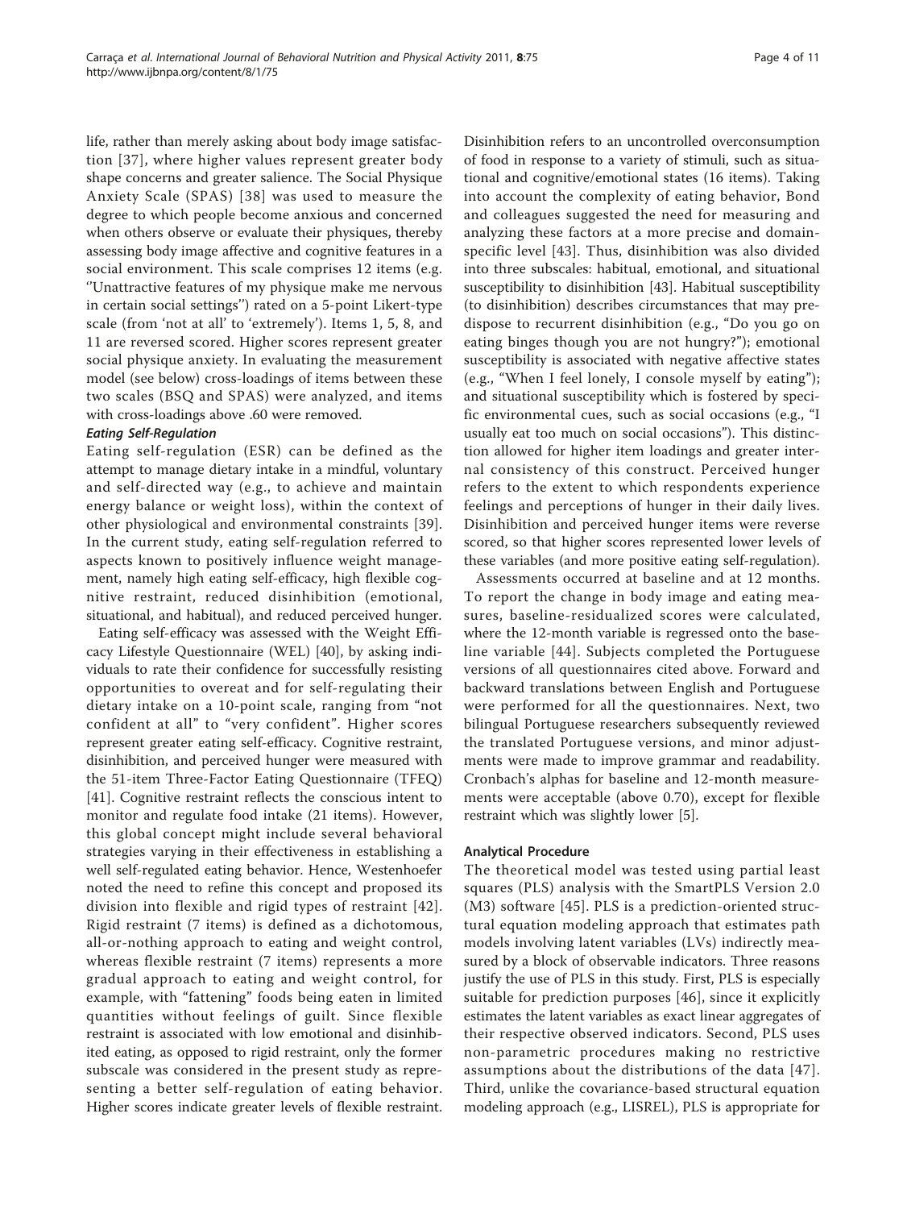life, rather than merely asking about body image satisfaction [37], where higher values represent greater body shape concerns and greater salience. The Social Physique Anxiety Scale (SPAS) [38] was used to measure the degree to which people become anxious and concerned when others observe or evaluate their physiques, thereby assessing body image affective and cognitive features in a social environment. This scale comprises 12 items (e.g. ''Unattractive features of my physique make me nervous in certain social settings'') rated on a 5-point Likert-type scale (from 'not at all' to 'extremely'). Items 1, 5, 8, and 11 are reversed scored. Higher scores represent greater social physique anxiety. In evaluating the measurement model (see below) cross-loadings of items between these two scales (BSQ and SPAS) were analyzed, and items with cross-loadings above .60 were removed.

#### *Eating Self-Regulation*

Eating self-regulation (ESR) can be defined as the attempt to manage dietary intake in a mindful, voluntary and self-directed way (e.g., to achieve and maintain energy balance or weight loss), within the context of other physiological and environmental constraints [39]. In the current study, eating self-regulation referred to aspects known to positively influence weight management, namely high eating self-efficacy, high flexible cognitive restraint, reduced disinhibition (emotional, situational, and habitual), and reduced perceived hunger.

Eating self-efficacy was assessed with the Weight Efficacy Lifestyle Questionnaire (WEL) [40], by asking individuals to rate their confidence for successfully resisting opportunities to overeat and for self-regulating their dietary intake on a 10-point scale, ranging from "not confident at all" to "very confident". Higher scores represent greater eating self-efficacy. Cognitive restraint, disinhibition, and perceived hunger were measured with the 51-item Three-Factor Eating Questionnaire (TFEQ) [41]. Cognitive restraint reflects the conscious intent to monitor and regulate food intake (21 items). However, this global concept might include several behavioral strategies varying in their effectiveness in establishing a well self-regulated eating behavior. Hence, Westenhoefer noted the need to refine this concept and proposed its division into flexible and rigid types of restraint [42]. Rigid restraint (7 items) is defined as a dichotomous, all-or-nothing approach to eating and weight control, whereas flexible restraint (7 items) represents a more gradual approach to eating and weight control, for example, with "fattening" foods being eaten in limited quantities without feelings of guilt. Since flexible restraint is associated with low emotional and disinhibited eating, as opposed to rigid restraint, only the former subscale was considered in the present study as representing a better self-regulation of eating behavior. Higher scores indicate greater levels of flexible restraint. Disinhibition refers to an uncontrolled overconsumption of food in response to a variety of stimuli, such as situational and cognitive/emotional states (16 items). Taking into account the complexity of eating behavior, Bond and colleagues suggested the need for measuring and analyzing these factors at a more precise and domain-specific level [43]. Thus, disinhibition was also divided into three subscales: habitual, emotional, and situational susceptibility to disinhibition [43]. Habitual susceptibility (to disinhibition) describes circumstances that may predispose to recurrent disinhibition (e.g., "Do you go on eating binges though you are not hungry?"); emotional susceptibility is associated with negative affective states (e.g., "When I feel lonely, I console myself by eating"); and situational susceptibility which is fostered by specific environmental cues, such as social occasions (e.g., "I usually eat too much on social occasions"). This distinction allowed for higher item loadings and greater internal consistency of this construct. Perceived hunger refers to the extent to which respondents experience feelings and perceptions of hunger in their daily lives. Disinhibition and perceived hunger items were reverse scored, so that higher scores represented lower levels of these variables (and more positive eating self-regulation).

Assessments occurred at baseline and at 12 months. To report the change in body image and eating measures, baseline-residualized scores were calculated, where the 12-month variable is regressed onto the baseline variable [44]. Subjects completed the Portuguese versions of all questionnaires cited above. Forward and backward translations between English and Portuguese were performed for all the questionnaires. Next, two bilingual Portuguese researchers subsequently reviewed the translated Portuguese versions, and minor adjustments were made to improve grammar and readability. Cronbach's alphas for baseline and 12-month measurements were acceptable (above 0.70), except for flexible restraint which was slightly lower [5].

### Analytical Procedure

The theoretical model was tested using partial least squares (PLS) analysis with the SmartPLS Version 2.0 (M3) software [45]. PLS is a prediction-oriented structural equation modeling approach that estimates path models involving latent variables (LVs) indirectly measured by a block of observable indicators. Three reasons justify the use of PLS in this study. First, PLS is especially suitable for prediction purposes [46], since it explicitly estimates the latent variables as exact linear aggregates of their respective observed indicators. Second, PLS uses non-parametric procedures making no restrictive assumptions about the distributions of the data [47]. Third, unlike the covariance-based structural equation modeling approach (e.g., LISREL), PLS is appropriate for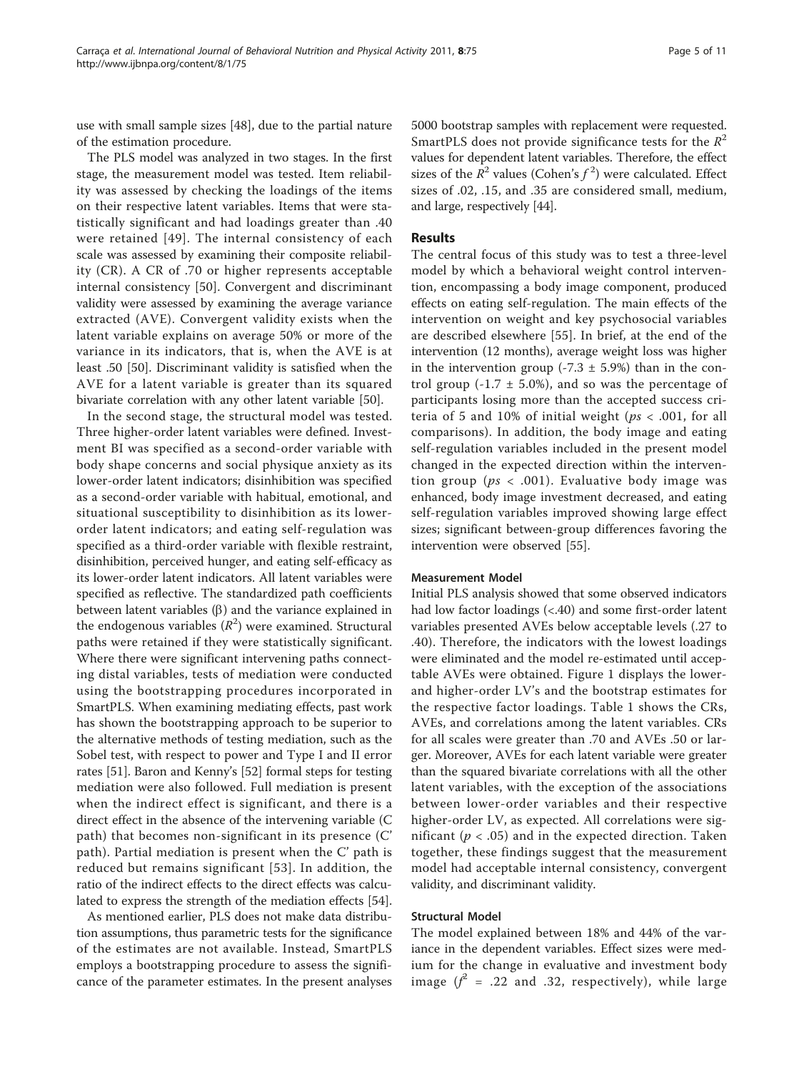use with small sample sizes [48], due to the partial nature of the estimation procedure.

The PLS model was analyzed in two stages. In the first stage, the measurement model was tested. Item reliability was assessed by checking the loadings of the items on their respective latent variables. Items that were statistically significant and had loadings greater than .40 were retained [49]. The internal consistency of each scale was assessed by examining their composite reliability (CR). A CR of .70 or higher represents acceptable internal consistency [50]. Convergent and discriminant validity were assessed by examining the average variance extracted (AVE). Convergent validity exists when the latent variable explains on average 50% or more of the variance in its indicators, that is, when the AVE is at least .50 [50]. Discriminant validity is satisfied when the AVE for a latent variable is greater than its squared bivariate correlation with any other latent variable [50].

In the second stage, the structural model was tested. Three higher-order latent variables were defined. Investment BI was specified as a second-order variable with body shape concerns and social physique anxiety as its lower-order latent indicators; disinhibition was specified as a second-order variable with habitual, emotional, and situational susceptibility to disinhibition as its lower-order latent indicators; and eating self-regulation was specified as a third-order variable with flexible restraint, disinhibition, perceived hunger, and eating self-efficacy as its lower-order latent indicators. All latent variables were specified as reflective. The standardized path coefficients between latent variables ($\beta$) and the variance explained in the endogenous variables ($R^2$) were examined. Structural paths were retained if they were statistically significant. Where there were significant intervening paths connecting distal variables, tests of mediation were conducted using the bootstrapping procedures incorporated in SmartPLS. When examining mediating effects, past work has shown the bootstrapping approach to be superior to the alternative methods of testing mediation, such as the Sobel test, with respect to power and Type I and II error rates [51]. Baron and Kenny's [52] formal steps for testing mediation were also followed. Full mediation is present when the indirect effect is significant, and there is a direct effect in the absence of the intervening variable (C path) that becomes non-significant in its presence (C' path). Partial mediation is present when the C' path is reduced but remains significant [53]. In addition, the ratio of the indirect effects to the direct effects was calculated to express the strength of the mediation effects [54].

As mentioned earlier, PLS does not make data distribution assumptions, thus parametric tests for the significance of the estimates are not available. Instead, SmartPLS employs a bootstrapping procedure to assess the significance of the parameter estimates. In the present analyses 5000 bootstrap samples with replacement were requested. SmartPLS does not provide significance tests for the $R^2$ values for dependent latent variables. Therefore, the effect sizes of the $R^2$ values (Cohen's $f^2$) were calculated. Effect sizes of .02, .15, and .35 are considered small, medium, and large, respectively [44].

## Results

The central focus of this study was to test a three-level model by which a behavioral weight control intervention, encompassing a body image component, produced effects on eating self-regulation. The main effects of the intervention on weight and key psychosocial variables are described elsewhere [55]. In brief, at the end of the intervention (12 months), average weight loss was higher in the intervention group (-7.3 ± 5.9%) than in the control group (-1.7 ± 5.0%), and so was the percentage of participants losing more than the accepted success criteria of 5 and 10% of initial weight ($ps < .001$, for all comparisons). In addition, the body image and eating self-regulation variables included in the present model changed in the expected direction within the intervention group ($ps < .001$). Evaluative body image was enhanced, body image investment decreased, and eating self-regulation variables improved showing large effect sizes; significant between-group differences favoring the intervention were observed [55].

### Measurement Model

Initial PLS analysis showed that some observed indicators had low factor loadings (<.40) and some first-order latent variables presented AVEs below acceptable levels (.27 to .40). Therefore, the indicators with the lowest loadings were eliminated and the model re-estimated until acceptable AVEs were obtained. Figure 1 displays the lower- and higher-order LV's and the bootstrap estimates for the respective factor loadings. Table 1 shows the CRs, AVEs, and correlations among the latent variables. CRs for all scales were greater than .70 and AVEs .50 or larger. Moreover, AVEs for each latent variable were greater than the squared bivariate correlations with all the other latent variables, with the exception of the associations between lower-order variables and their respective higher-order LV, as expected. All correlations were significant ($p < .05$) and in the expected direction. Taken together, these findings suggest that the measurement model had acceptable internal consistency, convergent validity, and discriminant validity.

### Structural Model

The model explained between 18% and 44% of the variance in the dependent variables. Effect sizes were medium for the change in evaluative and investment body image ($f^2$ = .22 and .32, respectively), while large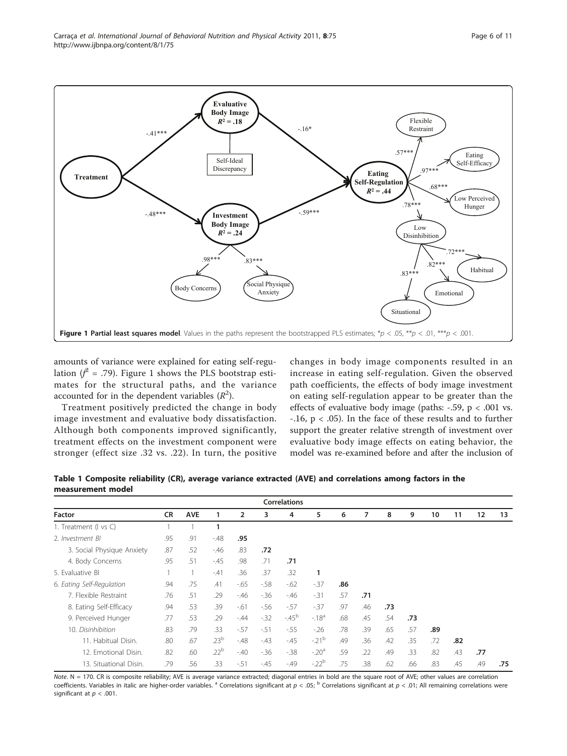**Figure 1 Partial least squares model**. Values in the paths represent the bootstrapped PLS estimates; $*p < .05$, $**p < .01$, $***p < .001$.

amounts of variance were explained for eating self-regulation ($f^2$ = .79). Figure 1 shows the PLS bootstrap estimates for the structural paths, and the variance accounted for in the dependent variables ($R^2$).

Treatment positively predicted the change in body image investment and evaluative body dissatisfaction. Although both components improved significantly, treatment effects on the investment component were stronger (effect size .32 vs. .22). In turn, the positive changes in body image components resulted in an increase in eating self-regulation. Given the observed path coefficients, the effects of body image investment on eating self-regulation appear to be greater than the effects of evaluative body image (paths: -.59, $p < .001$ vs. -.16, $p < .05$). In the face of these results and to further support the greater relative strength of investment over evaluative body image effects on eating behavior, the model was re-examined before and after the inclusion of

**Table 1 Composite reliability (CR), average variance extracted (AVE) and correlations among factors in the measurement model**

| | | | Correlations | | | | | | | | | | | | |
|---|---|---|---|---|---|---|---|---|---|---|---|---|---|---|---|
| Factor | CR | AVE | 1 | 2 | 3 | 4 | 5 | 6 | 7 | 8 | 9 | 10 | 11 | 12 | 13 |
| 1. Treatment (I vs C) | 1 | 1 | **1** | | | | | | | | | | | | |
| 2. *Investment BI* | .95 | .91 | -.48 | **.95** | | | | | | | | | | | |
| 3. Social Physique Anxiety | .87 | .52 | -.46 | .83 | **.72** | | | | | | | | | | |
| 4. Body Concerns | .95 | .51 | -.45 | .98 | .71 | **.71** | | | | | | | | | |
| 5. Evaluative BI | 1 | 1 | -.41 | .36 | .37 | .32 | **1** | | | | | | | | |
| 6. *Eating Self-Regulation* | .94 | .75 | .41 | -.65 | -.58 | -.62 | -.37 | **.86** | | | | | | | |
| 7. Flexible Restraint | .76 | .51 | .29 | -.46 | -.36 | -.46 | -.31 | .57 | **.71** | | | | | | |
| 8. Eating Self-Efficacy | .94 | .53 | .39 | -.61 | -.56 | -.57 | -.37 | .97 | .46 | **.73** | | | | | |
| 9. Perceived Hunger | .77 | .53 | .29 | -.44 | -.32 | -.45[b] | -.18[a] | .68 | .45 | .54 | **.73** | | | | |
| 10. *Disinhibition* | .83 | .79 | .33 | -.57 | -.51 | -.55 | -.26 | .78 | .39 | .65 | .57 | **.89** | | | |
| 11. Habitual Disin. | .80 | .67 | .23[b] | -.48 | -.43 | -.45 | -.21[b] | .49 | .36 | .42 | .35 | .72 | **.82** | | |
| 12. Emotional Disin. | .82 | .60 | .22[b] | -.40 | -.36 | -.38 | -.20[a] | .59 | .22 | .49 | .33 | .82 | .43 | **.77** | |
| 13. Situational Disin. | .79 | .56 | .33 | -.51 | -.45 | -.49 | -.22[b] | .75 | .38 | .62 | .66 | .83 | .45 | .49 | **.75** |

*Note*. N = 170. CR is composite reliability; AVE is average variance extracted; diagonal entries in bold are the square root of AVE; other values are correlation coefficients. Variables in italic are higher-order variables. [a] Correlations significant at $p < .05$; [b] Correlations significant at $p < .01$; All remaining correlations were significant at $p < .001$.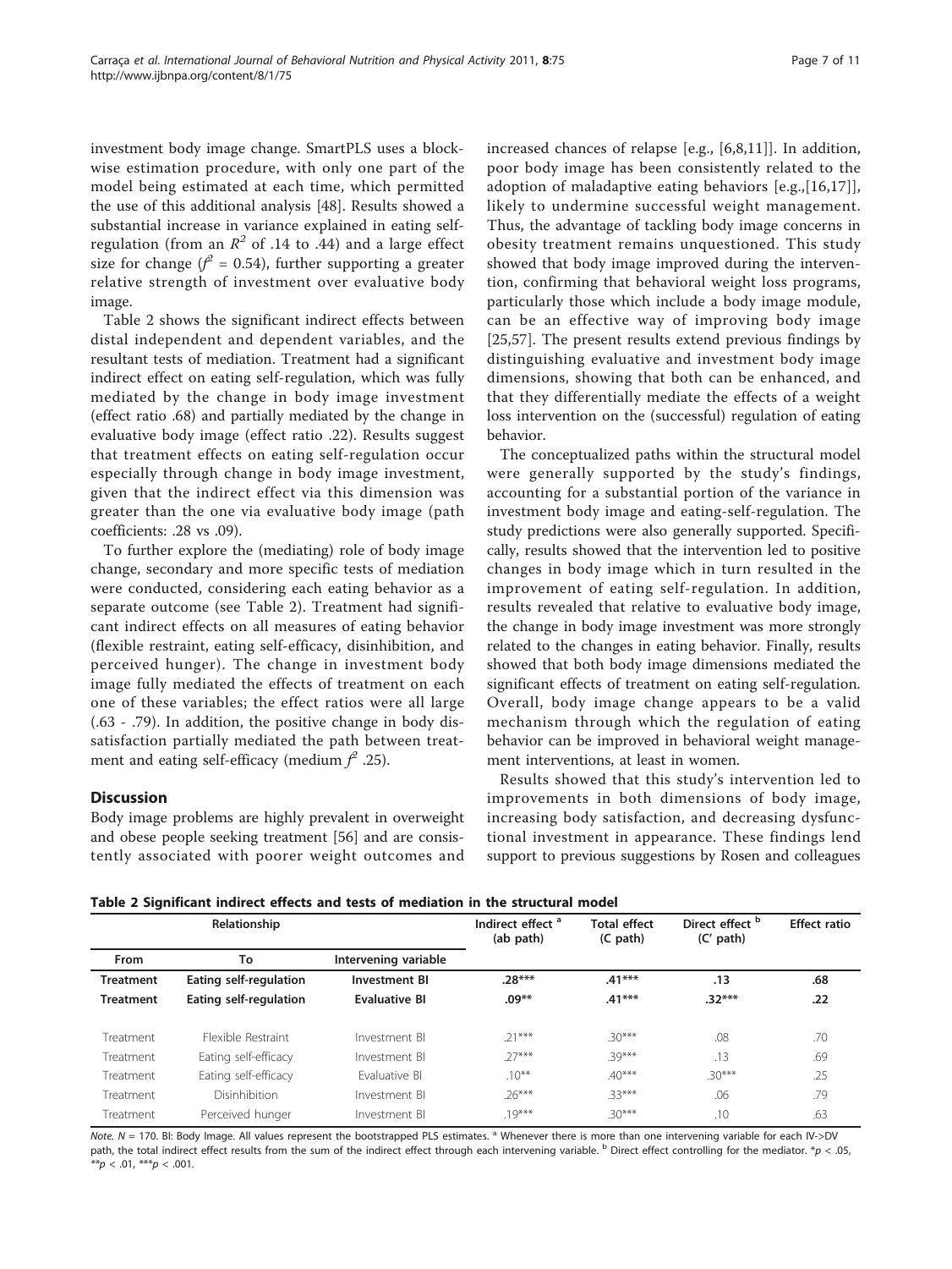investment body image change. SmartPLS uses a blockwise estimation procedure, with only one part of the model being estimated at each time, which permitted the use of this additional analysis [48]. Results showed a substantial increase in variance explained in eating self-regulation (from an $R^2$ of .14 to .44) and a large effect size for change ($f^2$ = 0.54), further supporting a greater relative strength of investment over evaluative body image.

Table 2 shows the significant indirect effects between distal independent and dependent variables, and the resultant tests of mediation. Treatment had a significant indirect effect on eating self-regulation, which was fully mediated by the change in body image investment (effect ratio .68) and partially mediated by the change in evaluative body image (effect ratio .22). Results suggest that treatment effects on eating self-regulation occur especially through change in body image investment, given that the indirect effect via this dimension was greater than the one via evaluative body image (path coefficients: .28 vs .09).

To further explore the (mediating) role of body image change, secondary and more specific tests of mediation were conducted, considering each eating behavior as a separate outcome (see Table 2). Treatment had significant indirect effects on all measures of eating behavior (flexible restraint, eating self-efficacy, disinhibition, and perceived hunger). The change in investment body image fully mediated the effects of treatment on each one of these variables; the effect ratios were all large (.63 - .79). In addition, the positive change in body dissatisfaction partially mediated the path between treatment and eating self-efficacy (medium $f^2$ .25).

## Discussion

Body image problems are highly prevalent in overweight and obese people seeking treatment [56] and are consistently associated with poorer weight outcomes and increased chances of relapse [e.g., [6,8,11]]. In addition, poor body image has been consistently related to the adoption of maladaptive eating behaviors [e.g.,[16,17]], likely to undermine successful weight management. Thus, the advantage of tackling body image concerns in obesity treatment remains unquestioned. This study showed that body image improved during the intervention, confirming that behavioral weight loss programs, particularly those which include a body image module, can be an effective way of improving body image [25,57]. The present results extend previous findings by distinguishing evaluative and investment body image dimensions, showing that both can be enhanced, and that they differentially mediate the effects of a weight loss intervention on the (successful) regulation of eating behavior.

The conceptualized paths within the structural model were generally supported by the study's findings, accounting for a substantial portion of the variance in investment body image and eating-self-regulation. The study predictions were also generally supported. Specifically, results showed that the intervention led to positive changes in body image which in turn resulted in the improvement of eating self-regulation. In addition, results revealed that relative to evaluative body image, the change in body image investment was more strongly related to the changes in eating behavior. Finally, results showed that both body image dimensions mediated the significant effects of treatment on eating self-regulation. Overall, body image change appears to be a valid mechanism through which the regulation of eating behavior can be improved in behavioral weight management interventions, at least in women.

Results showed that this study's intervention led to improvements in both dimensions of body image, increasing body satisfaction, and decreasing dysfunctional investment in appearance. These findings lend support to previous suggestions by Rosen and colleagues

**Table 2 Significant indirect effects and tests of mediation in the structural model**

| Relationship | | | Indirect effect [a] (ab path) | Total effect (C path) | Direct effect [b] (C' path) | Effect ratio |
|---|---|---|---|---|---|---|
| From | To | Intervening variable | | | | |
| **Treatment** | **Eating self-regulation** | **Investment BI** | **.28\*\*\*** | **.41\*\*\*** | **.13** | **.68** |
| **Treatment** | **Eating self-regulation** | **Evaluative BI** | **.09\*\*** | **.41\*\*\*** | **.32\*\*\*** | **.22** |
| Treatment | Flexible Restraint | Investment BI | .21\*\*\* | .30\*\*\* | .08 | .70 |
| Treatment | Eating self-efficacy | Investment BI | .27\*\*\* | .39\*\*\* | .13 | .69 |
| Treatment | Eating self-efficacy | Evaluative BI | .10\*\* | .40\*\*\* | .30\*\*\* | .25 |
| Treatment | Disinhibition | Investment BI | .26\*\*\* | .33\*\*\* | .06 | .79 |
| Treatment | Perceived hunger | Investment BI | .19\*\*\* | .30\*\*\* | .10 | .63 |

*Note.* N = 170. BI: Body Image. All values represent the bootstrapped PLS estimates. [a] Whenever there is more than one intervening variable for each IV->DV path, the total indirect effect results from the sum of the indirect effect through each intervening variable. [b] Direct effect controlling for the mediator. \*$p < .05$, \*\*$p < .01$, \*\*\*$p < .001$.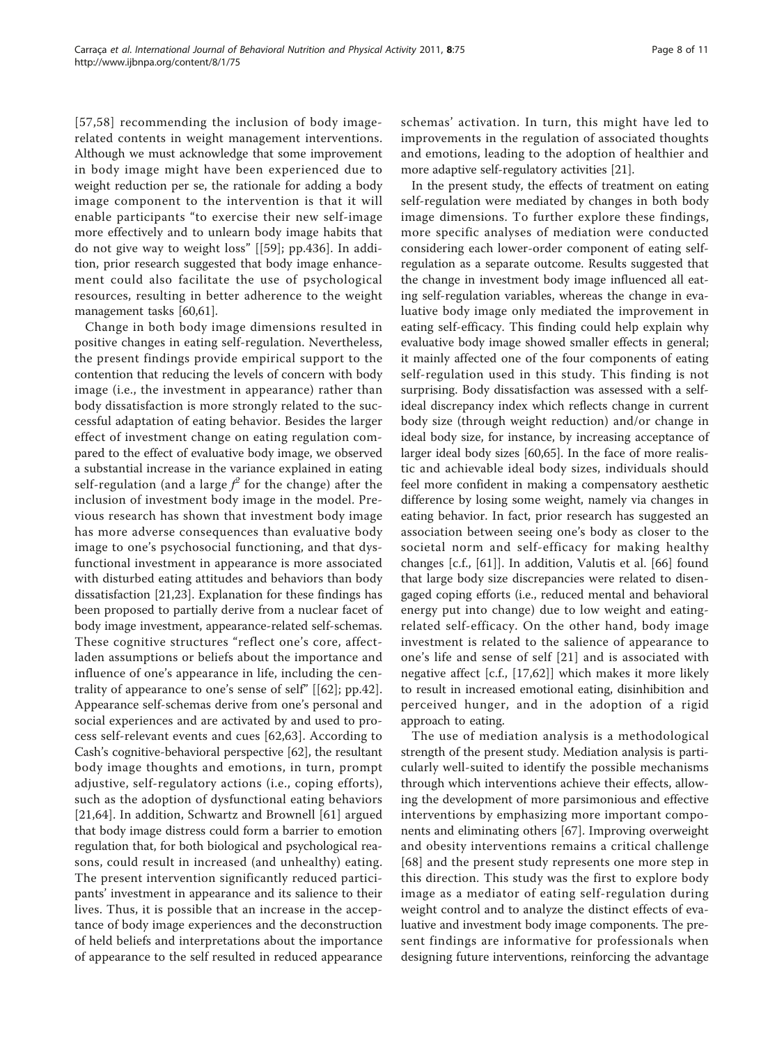[57,58] recommending the inclusion of body image-related contents in weight management interventions. Although we must acknowledge that some improvement in body image might have been experienced due to weight reduction per se, the rationale for adding a body image component to the intervention is that it will enable participants "to exercise their new self-image more effectively and to unlearn body image habits that do not give way to weight loss" [[59]; pp.436]. In addition, prior research suggested that body image enhancement could also facilitate the use of psychological resources, resulting in better adherence to the weight management tasks [60,61].

Change in both body image dimensions resulted in positive changes in eating self-regulation. Nevertheless, the present findings provide empirical support to the contention that reducing the levels of concern with body image (i.e., the investment in appearance) rather than body dissatisfaction is more strongly related to the successful adaptation of eating behavior. Besides the larger effect of investment change on eating regulation compared to the effect of evaluative body image, we observed a substantial increase in the variance explained in eating self-regulation (and a large $f^2$ for the change) after the inclusion of investment body image in the model. Previous research has shown that investment body image has more adverse consequences than evaluative body image to one's psychosocial functioning, and that dysfunctional investment in appearance is more associated with disturbed eating attitudes and behaviors than body dissatisfaction [21,23]. Explanation for these findings has been proposed to partially derive from a nuclear facet of body image investment, appearance-related self-schemas. These cognitive structures "reflect one's core, affect-laden assumptions or beliefs about the importance and influence of one's appearance in life, including the centrality of appearance to one's sense of self" [[62]; pp.42]. Appearance self-schemas derive from one's personal and social experiences and are activated by and used to process self-relevant events and cues [62,63]. According to Cash's cognitive-behavioral perspective [62], the resultant body image thoughts and emotions, in turn, prompt adjustive, self-regulatory actions (i.e., coping efforts), such as the adoption of dysfunctional eating behaviors [21,64]. In addition, Schwartz and Brownell [61] argued that body image distress could form a barrier to emotion regulation that, for both biological and psychological reasons, could result in increased (and unhealthy) eating. The present intervention significantly reduced participants' investment in appearance and its salience to their lives. Thus, it is possible that an increase in the acceptance of body image experiences and the deconstruction of held beliefs and interpretations about the importance of appearance to the self resulted in reduced appearance schemas' activation. In turn, this might have led to improvements in the regulation of associated thoughts and emotions, leading to the adoption of healthier and more adaptive self-regulatory activities [21].

In the present study, the effects of treatment on eating self-regulation were mediated by changes in both body image dimensions. To further explore these findings, more specific analyses of mediation were conducted considering each lower-order component of eating self-regulation as a separate outcome. Results suggested that the change in investment body image influenced all eating self-regulation variables, whereas the change in evaluative body image only mediated the improvement in eating self-efficacy. This finding could help explain why evaluative body image showed smaller effects in general; it mainly affected one of the four components of eating self-regulation used in this study. This finding is not surprising. Body dissatisfaction was assessed with a self-ideal discrepancy index which reflects change in current body size (through weight reduction) and/or change in ideal body size, for instance, by increasing acceptance of larger ideal body sizes [60,65]. In the face of more realistic and achievable ideal body sizes, individuals should feel more confident in making a compensatory aesthetic difference by losing some weight, namely via changes in eating behavior. In fact, prior research has suggested an association between seeing one's body as closer to the societal norm and self-efficacy for making healthy changes [c.f., [61]]. In addition, Valutis et al. [66] found that large body size discrepancies were related to disengaged coping efforts (i.e., reduced mental and behavioral energy put into change) due to low weight and eating-related self-efficacy. On the other hand, body image investment is related to the salience of appearance to one's life and sense of self [21] and is associated with negative affect [c.f., [17,62]] which makes it more likely to result in increased emotional eating, disinhibition and perceived hunger, and in the adoption of a rigid approach to eating.

The use of mediation analysis is a methodological strength of the present study. Mediation analysis is particularly well-suited to identify the possible mechanisms through which interventions achieve their effects, allowing the development of more parsimonious and effective interventions by emphasizing more important components and eliminating others [67]. Improving overweight and obesity interventions remains a critical challenge [68] and the present study represents one more step in this direction. This study was the first to explore body image as a mediator of eating self-regulation during weight control and to analyze the distinct effects of evaluative and investment body image components. The present findings are informative for professionals when designing future interventions, reinforcing the advantage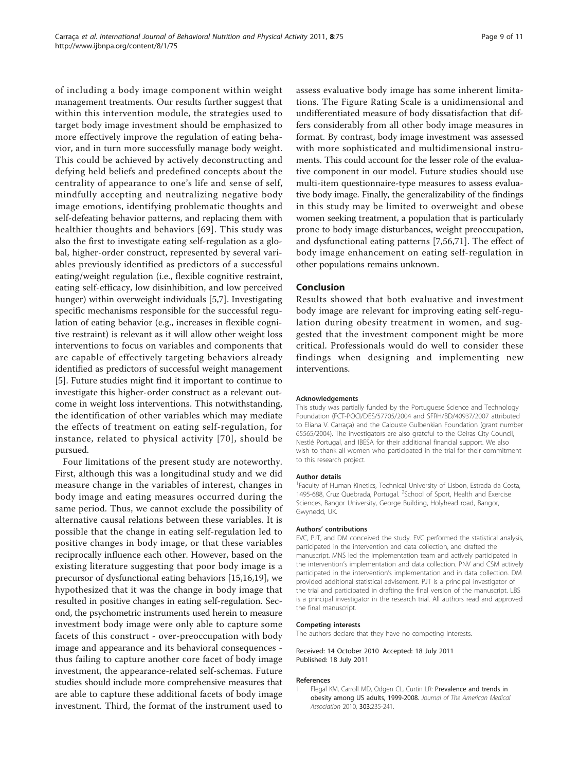of including a body image component within weight management treatments. Our results further suggest that within this intervention module, the strategies used to target body image investment should be emphasized to more effectively improve the regulation of eating behavior, and in turn more successfully manage body weight. This could be achieved by actively deconstructing and defying held beliefs and predefined concepts about the centrality of appearance to one's life and sense of self, mindfully accepting and neutralizing negative body image emotions, identifying problematic thoughts and self-defeating behavior patterns, and replacing them with healthier thoughts and behaviors [69]. This study was also the first to investigate eating self-regulation as a global, higher-order construct, represented by several variables previously identified as predictors of a successful eating/weight regulation (i.e., flexible cognitive restraint, eating self-efficacy, low disinhibition, and low perceived hunger) within overweight individuals [5,7]. Investigating specific mechanisms responsible for the successful regulation of eating behavior (e.g., increases in flexible cognitive restraint) is relevant as it will allow other weight loss interventions to focus on variables and components that are capable of effectively targeting behaviors already identified as predictors of successful weight management [5]. Future studies might find it important to continue to investigate this higher-order construct as a relevant outcome in weight loss interventions. This notwithstanding, the identification of other variables which may mediate the effects of treatment on eating self-regulation, for instance, related to physical activity [70], should be pursued.

Four limitations of the present study are noteworthy. First, although this was a longitudinal study and we did measure change in the variables of interest, changes in body image and eating measures occurred during the same period. Thus, we cannot exclude the possibility of alternative causal relations between these variables. It is possible that the change in eating self-regulation led to positive changes in body image, or that these variables reciprocally influence each other. However, based on the existing literature suggesting that poor body image is a precursor of dysfunctional eating behaviors [15,16,19], we hypothesized that it was the change in body image that resulted in positive changes in eating self-regulation. Second, the psychometric instruments used herein to measure investment body image were only able to capture some facets of this construct - over-preoccupation with body image and appearance and its behavioral consequences - thus failing to capture another core facet of body image investment, the appearance-related self-schemas. Future studies should include more comprehensive measures that are able to capture these additional facets of body image investment. Third, the format of the instrument used to assess evaluative body image has some inherent limitations. The Figure Rating Scale is a unidimensional and undifferentiated measure of body dissatisfaction that differs considerably from all other body image measures in format. By contrast, body image investment was assessed with more sophisticated and multidimensional instruments. This could account for the lesser role of the evaluative component in our model. Future studies should use multi-item questionnaire-type measures to assess evaluative body image. Finally, the generalizability of the findings in this study may be limited to overweight and obese women seeking treatment, a population that is particularly prone to body image disturbances, weight preoccupation, and dysfunctional eating patterns [7,56,71]. The effect of body image enhancement on eating self-regulation in other populations remains unknown.

## Conclusion

Results showed that both evaluative and investment body image are relevant for improving eating self-regulation during obesity treatment in women, and suggested that the investment component might be more critical. Professionals would do well to consider these findings when designing and implementing new interventions.

#### Acknowledgements

This study was partially funded by the Portuguese Science and Technology Foundation (FCT-POCI/DES/57705/2004 and SFRH/BD/40937/2007 attributed to Eliana V. Carraça) and the Calouste Gulbenkian Foundation (grant number 65565/2004). The investigators are also grateful to the Oeiras City Council, Nestlé Portugal, and IBESA for their additional financial support. We also wish to thank all women who participated in the trial for their commitment to this research project.

#### Author details

[1]Faculty of Human Kinetics, Technical University of Lisbon, Estrada da Costa, 1495-688, Cruz Quebrada, Portugal. [2]School of Sport, Health and Exercise Sciences, Bangor University, George Building, Holyhead road, Bangor, Gwynedd, UK.

#### Authors' contributions

EVC, PJT, and DM conceived the study. EVC performed the statistical analysis, participated in the intervention and data collection, and drafted the manuscript. MNS led the implementation team and actively participated in the intervention's implementation and data collection. PNV and CSM actively participated in the intervention's implementation and in data collection. DM provided additional statistical advisement. PJT is a principal investigator of the trial and participated in drafting the final version of the manuscript. LBS is a principal investigator in the research trial. All authors read and approved the final manuscript.

#### Competing interests

The authors declare that they have no competing interests.

Received: 14 October 2010 Accepted: 18 July 2011
Published: 18 July 2011

#### References

1. Flegal KM, Carroll MD, Odgen CL, Curtin LR: **Prevalence and trends in obesity among US adults, 1999-2008.** *Journal of The American Medical Association* 2010, **303**:235-241.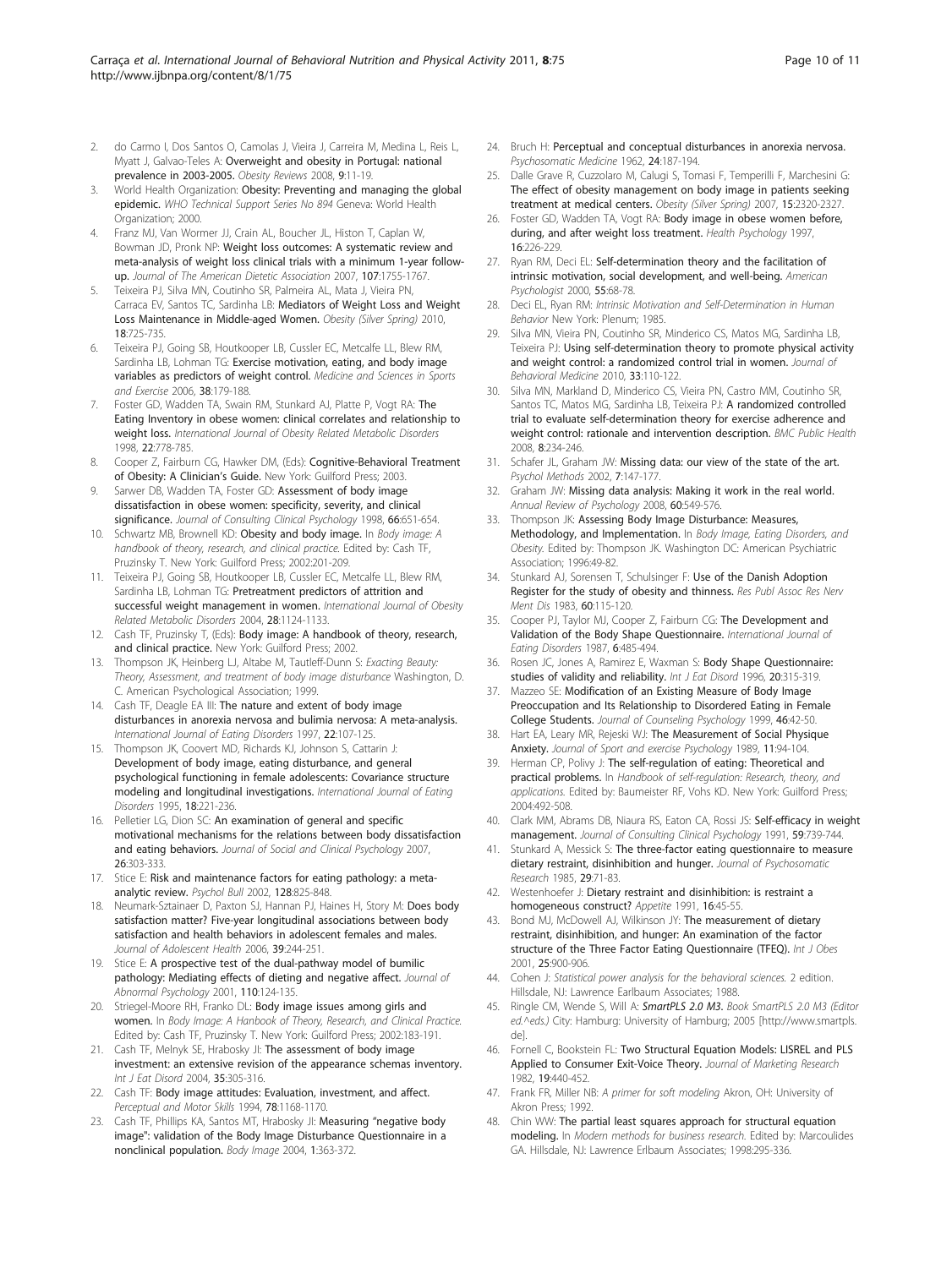2. do Carmo I, Dos Santos O, Camolas J, Vieira J, Carreira M, Medina L, Reis L, Myatt J, Galvao-Teles A: **Overweight and obesity in Portugal: national prevalence in 2003-2005.** *Obesity Reviews* 2008, **9**:11-19.
3. World Health Organization: **Obesity: Preventing and managing the global epidemic.** *WHO Technical Support Series No 894* Geneva: World Health Organization; 2000.
4. Franz MJ, Van Wormer JJ, Crain AL, Boucher JL, Histon T, Caplan W, Bowman JD, Pronk NP: **Weight loss outcomes: A systematic review and meta-analysis of weight loss clinical trials with a minimum 1-year follow-up.** *Journal of The American Dietetic Association* 2007, **107**:1755-1767.
5. Teixeira PJ, Silva MN, Coutinho SR, Palmeira AL, Mata J, Vieira PN, Carraca EV, Santos TC, Sardinha LB: **Mediators of Weight Loss and Weight Loss Maintenance in Middle-aged Women.** *Obesity (Silver Spring)* 2010, **18**:725-735.
6. Teixeira PJ, Going SB, Houtkooper LB, Cussler EC, Metcalfe LL, Blew RM, Sardinha LB, Lohman TG: **Exercise motivation, eating, and body image variables as predictors of weight control.** *Medicine and Sciences in Sports and Exercise* 2006, **38**:179-188.
7. Foster GD, Wadden TA, Swain RM, Stunkard AJ, Platte P, Vogt RA: **The Eating Inventory in obese women: clinical correlates and relationship to weight loss.** *International Journal of Obesity Related Metabolic Disorders* 1998, **22**:778-785.
8. Cooper Z, Fairburn CG, Hawker DM, (Eds): **Cognitive-Behavioral Treatment of Obesity: A Clinician's Guide.** New York: Guilford Press; 2003.
9. Sarwer DB, Wadden TA, Foster GD: **Assessment of body image dissatisfaction in obese women: specificity, severity, and clinical significance.** *Journal of Consulting Clinical Psychology* 1998, **66**:651-654.
10. Schwartz MB, Brownell KD: **Obesity and body image.** In *Body image: A handbook of theory, research, and clinical practice.* Edited by: Cash TF, Pruzinsky T. New York: Guilford Press; 2002:201-209.
11. Teixeira PJ, Going SB, Houtkooper LB, Cussler EC, Metcalfe LL, Blew RM, Sardinha LB, Lohman TG: **Pretreatment predictors of attrition and successful weight management in women.** *International Journal of Obesity Related Metabolic Disorders* 2004, **28**:1124-1133.
12. Cash TF, Pruzinsky T, (Eds): **Body image: A handbook of theory, research, and clinical practice.** New York: Guilford Press; 2002.
13. Thompson JK, Heinberg LJ, Altabe M, Tautleff-Dunn S: *Exacting Beauty: Theory, Assessment, and treatment of body image disturbance* Washington, D. C. American Psychological Association; 1999.
14. Cash TF, Deagle EA III: **The nature and extent of body image disturbances in anorexia nervosa and bulimia nervosa: A meta-analysis.** *International Journal of Eating Disorders* 1997, **22**:107-125.
15. Thompson JK, Coovert MD, Richards KJ, Johnson S, Cattarin J: **Development of body image, eating disturbance, and general psychological functioning in female adolescents: Covariance structure modeling and longitudinal investigations.** *International Journal of Eating Disorders* 1995, **18**:221-236.
16. Pelletier LG, Dion SC: **An examination of general and specific motivational mechanisms for the relations between body dissatisfaction and eating behaviors.** *Journal of Social and Clinical Psychology* 2007, **26**:303-333.
17. Stice E: **Risk and maintenance factors for eating pathology: a meta-analytic review.** *Psychol Bull* 2002, **128**:825-848.
18. Neumark-Sztainaer D, Paxton SJ, Hannan PJ, Haines H, Story M: **Does body satisfaction matter? Five-year longitudinal associations between body satisfaction and health behaviors in adolescent females and males.** *Journal of Adolescent Health* 2006, **39**:244-251.
19. Stice E: **A prospective test of the dual-pathway model of bumilic pathology: Mediating effects of dieting and negative affect.** *Journal of Abnormal Psychology* 2001, **110**:124-135.
20. Striegel-Moore RH, Franko DL: **Body image issues among girls and women.** In *Body Image: A Hanbook of Theory, Research, and Clinical Practice.* Edited by: Cash TF, Pruzinsky T. New York: Guilford Press; 2002:183-191.
21. Cash TF, Melnyk SE, Hrabosky JI: **The assessment of body image investment: an extensive revision of the appearance schemas inventory.** *Int J Eat Disord* 2004, **35**:305-316.
22. Cash TF: **Body image attitudes: Evaluation, investment, and affect.** *Perceptual and Motor Skills* 1994, **78**:1168-1170.
23. Cash TF, Phillips KA, Santos MT, Hrabosky JI: **Measuring "negative body image": validation of the Body Image Disturbance Questionnaire in a nonclinical population.** *Body Image* 2004, **1**:363-372.
24. Bruch H: **Perceptual and conceptual disturbances in anorexia nervosa.** *Psychosomatic Medicine* 1962, **24**:187-194.
25. Dalle Grave R, Cuzzolaro M, Calugi S, Tomasi F, Temperilli F, Marchesini G: **The effect of obesity management on body image in patients seeking treatment at medical centers.** *Obesity (Silver Spring)* 2007, **15**:2320-2327.
26. Foster GD, Wadden TA, Vogt RA: **Body image in obese women before, during, and after weight loss treatment.** *Health Psychology* 1997, **16**:226-229.
27. Ryan RM, Deci EL: **Self-determination theory and the facilitation of intrinsic motivation, social development, and well-being.** *American Psychologist* 2000, **55**:68-78.
28. Deci EL, Ryan RM: *Intrinsic Motivation and Self-Determination in Human Behavior* New York: Plenum; 1985.
29. Silva MN, Vieira PN, Coutinho SR, Minderico CS, Matos MG, Sardinha LB, Teixeira PJ: **Using self-determination theory to promote physical activity and weight control: a randomized control trial in women.** *Journal of Behavioral Medicine* 2010, **33**:110-122.
30. Silva MN, Markland D, Minderico CS, Vieira PN, Castro MM, Coutinho SR, Santos TC, Matos MG, Sardinha LB, Teixeira PJ: **A randomized controlled trial to evaluate self-determination theory for exercise adherence and weight control: rationale and intervention description.** *BMC Public Health* 2008, **8**:234-246.
31. Schafer JL, Graham JW: **Missing data: our view of the state of the art.** *Psychol Methods* 2002, **7**:147-177.
32. Graham JW: **Missing data analysis: Making it work in the real world.** *Annual Review of Psychology* 2008, **60**:549-576.
33. Thompson JK: **Assessing Body Image Disturbance: Measures, Methodology, and Implementation.** In *Body Image, Eating Disorders, and Obesity.* Edited by: Thompson JK. Washington DC: American Psychiatric Association; 1996:49-82.
34. Stunkard AJ, Sorensen T, Schulsinger F: **Use of the Danish Adoption Register for the study of obesity and thinness.** *Res Publ Assoc Res Nerv Ment Dis* 1983, **60**:115-120.
35. Cooper PJ, Taylor MJ, Cooper Z, Fairburn CG: **The Development and Validation of the Body Shape Questionnaire.** *International Journal of Eating Disorders* 1987, **6**:485-494.
36. Rosen JC, Jones A, Ramirez E, Waxman S: **Body Shape Questionnaire: studies of validity and reliability.** *Int J Eat Disord* 1996, **20**:315-319.
37. Mazzeo SE: **Modification of an Existing Measure of Body Image Preoccupation and Its Relationship to Disordered Eating in Female College Students.** *Journal of Counseling Psychology* 1999, **46**:42-50.
38. Hart EA, Leary MR, Rejeski WJ: **The Measurement of Social Physique Anxiety.** *Journal of Sport and exercise Psychology* 1989, **11**:94-104.
39. Herman CP, Polivy J: **The self-regulation of eating: Theoretical and practical problems.** In *Handbook of self-regulation: Research, theory, and applications.* Edited by: Baumeister RF, Vohs KD. New York: Guilford Press; 2004:492-508.
40. Clark MM, Abrams DB, Niaura RS, Eaton CA, Rossi JS: **Self-efficacy in weight management.** *Journal of Consulting Clinical Psychology* 1991, **59**:739-744.
41. Stunkard A, Messick S: **The three-factor eating questionnaire to measure dietary restraint, disinhibition and hunger.** *Journal of Psychosomatic Research* 1985, **29**:71-83.
42. Westenhoefer J: **Dietary restraint and disinhibition: is restraint a homogeneous construct?** *Appetite* 1991, **16**:45-55.
43. Bond MJ, McDowell AJ, Wilkinson JY: **The measurement of dietary restraint, disinhibition, and hunger: An examination of the factor structure of the Three Factor Eating Questionnaire (TFEQ).** *Int J Obes* 2001, **25**:900-906.
44. Cohen J: *Statistical power analysis for the behavioral sciences.* 2 edition. Hillsdale, NJ: Lawrence Earlbaum Associates; 1988.
45. Ringle CM, Wende S, Will A: ***SmartPLS 2.0 M3.*** *Book SmartPLS 2.0 M3 (Editor ed.^eds.)* City: Hamburg: University of Hamburg; 2005 [http://www.smartpls.de].
46. Fornell C, Bookstein FL: **Two Structural Equation Models: LISREL and PLS Applied to Consumer Exit-Voice Theory.** *Journal of Marketing Research* 1982, **19**:440-452.
47. Frank FR, Miller NB: *A primer for soft modeling* Akron, OH: University of Akron Press; 1992.
48. Chin WW: **The partial least squares approach for structural equation modeling.** In *Modern methods for business research.* Edited by: Marcoulides GA. Hillsdale, NJ: Lawrence Erlbaum Associates; 1998:295-336.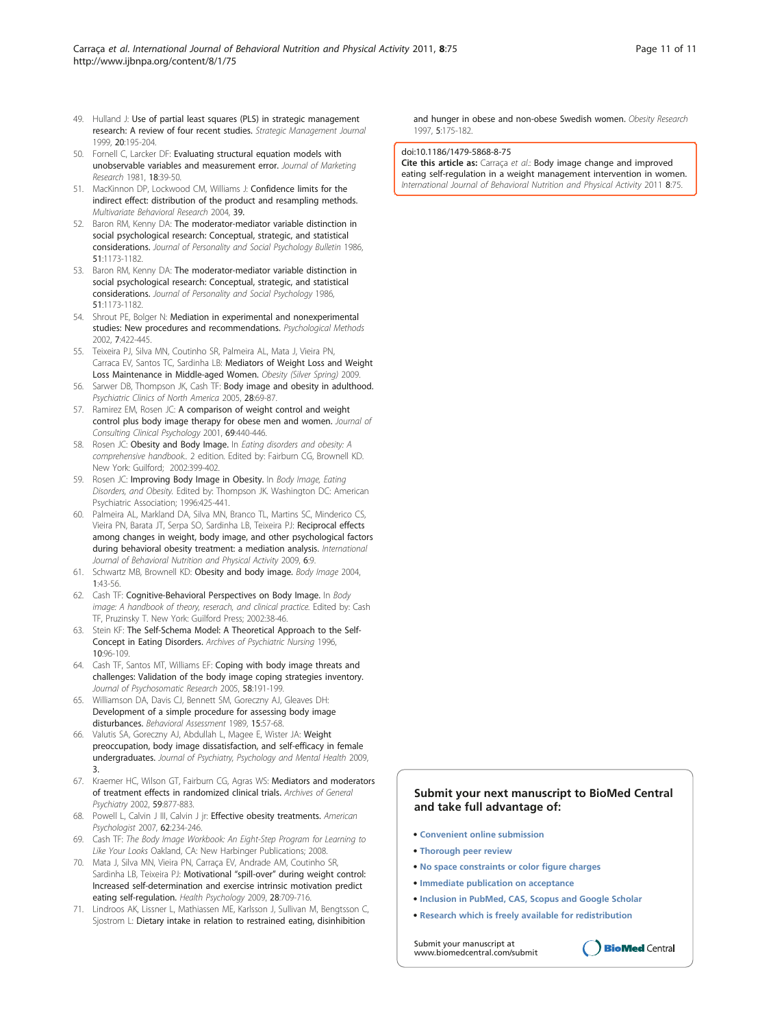49. Hulland J: Use of partial least squares (PLS) in strategic management research: A review of four recent studies. *Strategic Management Journal* 1999, **20**:195-204.
50. Fornell C, Larcker DF: Evaluating structural equation models with unobservable variables and measurement error. *Journal of Marketing Research* 1981, **18**:39-50.
51. MacKinnon DP, Lockwood CM, Williams J: Confidence limits for the indirect effect: distribution of the product and resampling methods. *Multivariate Behavioral Research* 2004, **39**.
52. Baron RM, Kenny DA: The moderator-mediator variable distinction in social psychological research: Conceptual, strategic, and statistical considerations. *Journal of Personality and Social Psychology Bulletin* 1986, **51**:1173-1182.
53. Baron RM, Kenny DA: The moderator-mediator variable distinction in social psychological research: Conceptual, strategic, and statistical considerations. *Journal of Personality and Social Psychology* 1986, **51**:1173-1182.
54. Shrout PE, Bolger N: Mediation in experimental and nonexperimental studies: New procedures and recommendations. *Psychological Methods* 2002, **7**:422-445.
55. Teixeira PJ, Silva MN, Coutinho SR, Palmeira AL, Mata J, Vieira PN, Carraca EV, Santos TC, Sardinha LB: Mediators of Weight Loss and Weight Loss Maintenance in Middle-aged Women. *Obesity (Silver Spring)* 2009.
56. Sarwer DB, Thompson JK, Cash TF: Body image and obesity in adulthood. *Psychiatric Clinics of North America* 2005, **28**:69-87.
57. Ramirez EM, Rosen JC: A comparison of weight control and weight control plus body image therapy for obese men and women. *Journal of Consulting Clinical Psychology* 2001, **69**:440-446.
58. Rosen JC: Obesity and Body Image. In *Eating disorders and obesity: A comprehensive handbook.*. 2 edition. Edited by: Fairburn CG, Brownell KD. New York: Guilford; 2002:399-402.
59. Rosen JC: Improving Body Image in Obesity. In *Body Image, Eating Disorders, and Obesity.* Edited by: Thompson JK. Washington DC: American Psychiatric Association; 1996:425-441.
60. Palmeira AL, Markland DA, Silva MN, Branco TL, Martins SC, Minderico CS, Vieira PN, Barata JT, Serpa SO, Sardinha LB, Teixeira PJ: Reciprocal effects among changes in weight, body image, and other psychological factors during behavioral obesity treatment: a mediation analysis. *International Journal of Behavioral Nutrition and Physical Activity* 2009, **6**:9.
61. Schwartz MB, Brownell KD: Obesity and body image. *Body Image* 2004, **1**:43-56.
62. Cash TF: Cognitive-Behavioral Perspectives on Body Image. In *Body image: A handbook of theory, reserach, and clinical practice.* Edited by: Cash TF, Pruzinsky T. New York: Guilford Press; 2002:38-46.
63. Stein KF: The Self-Schema Model: A Theoretical Approach to the Self-Concept in Eating Disorders. *Archives of Psychiatric Nursing* 1996, **10**:96-109.
64. Cash TF, Santos MT, Williams EF: Coping with body image threats and challenges: Validation of the body image coping strategies inventory. *Journal of Psychosomatic Research* 2005, **58**:191-199.
65. Williamson DA, Davis CJ, Bennett SM, Goreczny AJ, Gleaves DH: Development of a simple procedure for assessing body image disturbances. *Behavioral Assessment* 1989, **15**:57-68.
66. Valutis SA, Goreczny AJ, Abdullah L, Magee E, Wister JA: Weight preoccupation, body image dissatisfaction, and self-efficacy in female undergraduates. *Journal of Psychiatry, Psychology and Mental Health* 2009, **3**.
67. Kraemer HC, Wilson GT, Fairburn CG, Agras WS: Mediators and moderators of treatment effects in randomized clinical trials. *Archives of General Psychiatry* 2002, **59**:877-883.
68. Powell L, Calvin J III, Calvin J jr: Effective obesity treatments. *American Psychologist* 2007, **62**:234-246.
69. Cash TF: *The Body Image Workbook: An Eight-Step Program for Learning to Like Your Looks* Oakland, CA: New Harbinger Publications; 2008.
70. Mata J, Silva MN, Vieira PN, Carraça EV, Andrade AM, Coutinho SR, Sardinha LB, Teixeira PJ: Motivational "spill-over" during weight control: Increased self-determination and exercise intrinsic motivation predict eating self-regulation. *Health Psychology* 2009, **28**:709-716.
71. Lindroos AK, Lissner L, Mathiassen ME, Karlsson J, Sullivan M, Bengtsson C, Sjostrom L: Dietary intake in relation to restrained eating, disinhibition and hunger in obese and non-obese Swedish women. *Obesity Research* 1997, **5**:175-182.

doi:10.1186/1479-5868-8-75

**Cite this article as:** Carraça *et al.*: Body image change and improved eating self-regulation in a weight management intervention in women. *International Journal of Behavioral Nutrition and Physical Activity* 2011 **8**:75.

**Submit your next manuscript to BioMed Central and take full advantage of:**

- Convenient online submission
- Thorough peer review
- No space constraints or color figure charges
- Immediate publication on acceptance
- Inclusion in PubMed, CAS, Scopus and Google Scholar
- Research which is freely available for redistribution

Submit your manuscript at www.biomedcentral.com/submit

BioMed Central